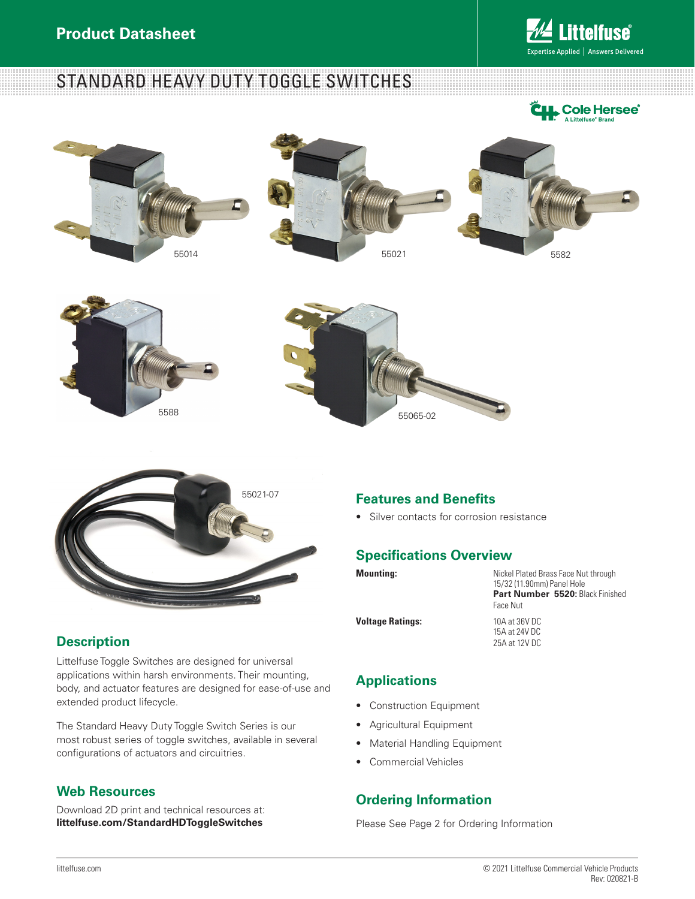Product Datasheet

# STANDARD HEAVY DUTY TOGGLE SWITCHES

55014

55021

5582

5588

55065-02

55021-07

## Description

Littelfuse Toggle Switches are designed for universal applications within harsh environments. Their mounting, body, and actuator features are designed for ease-of-use and extended product lifecycle.

The Standard Heavy Duty Toggle Switch Series is our most robust series of toggle switches, available in several configurations of actuators and circuitries.

## Web Resources

Download 2D print and technical resources at:
**littelfuse.com/StandardHDToggleSwitches**

## Features and Benefits

- Silver contacts for corrosion resistance

## Specifications Overview

| | |
|---|---|
| **Mounting:** | Nickel Plated Brass Face Nut through 15/32 (11.90mm) Panel Hole **Part Number 5520:** Black Finished Face Nut |
| **Voltage Ratings:** | 10A at 36V DC<br>15A at 24V DC<br>25A at 12V DC |

## Applications

- Construction Equipment
- Agricultural Equipment
- Material Handling Equipment
- Commercial Vehicles

## Ordering Information

Please See Page 2 for Ordering Information

littelfuse.com

© 2021 Littelfuse Commercial Vehicle Products
Rev: 020821-B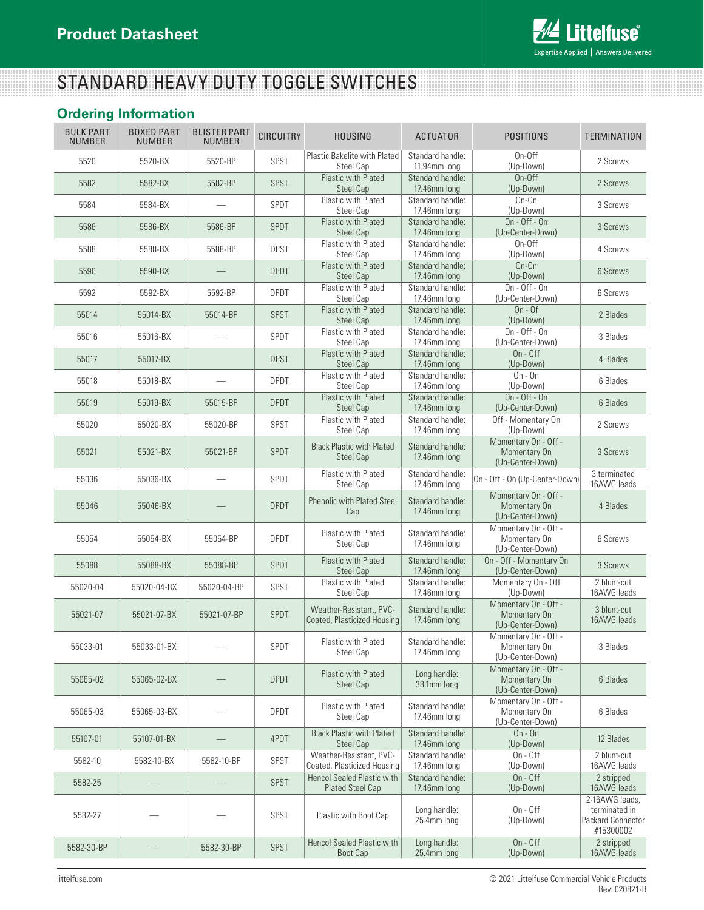# STANDARD HEAVY DUTY TOGGLE SWITCHES

## Ordering Information

| BULK PART NUMBER | BOXED PART NUMBER | BLISTER PART NUMBER | CIRCUITRY | HOUSING | ACTUATOR | POSITIONS | TERMINATION |
|---|---|---|---|---|---|---|---|
| 5520 | 5520-BX | 5520-BP | SPST | Plastic Bakelite with Plated Steel Cap | Standard handle: 11.94mm long | On-Off (Up-Down) | 2 Screws |
| 5582 | 5582-BX | 5582-BP | SPST | Plastic with Plated Steel Cap | Standard handle: 17.46mm long | On-Off (Up-Down) | 2 Screws |
| 5584 | 5584-BX | — | SPDT | Plastic with Plated Steel Cap | Standard handle: 17.46mm long | On-On (Up-Down) | 3 Screws |
| 5586 | 5586-BX | 5586-BP | SPDT | Plastic with Plated Steel Cap | Standard handle: 17.46mm long | On - Off - On (Up-Center-Down) | 3 Screws |
| 5588 | 5588-BX | 5588-BP | DPST | Plastic with Plated Steel Cap | Standard handle: 17.46mm long | On-Off (Up-Down) | 4 Screws |
| 5590 | 5590-BX | — | DPDT | Plastic with Plated Steel Cap | Standard handle: 17.46mm long | On-On (Up-Down) | 6 Screws |
| 5592 | 5592-BX | 5592-BP | DPDT | Plastic with Plated Steel Cap | Standard handle: 17.46mm long | On - Off - On (Up-Center-Down) | 6 Screws |
| 55014 | 55014-BX | 55014-BP | SPST | Plastic with Plated Steel Cap | Standard handle: 17.46mm long | On - Of (Up-Down) | 2 Blades |
| 55016 | 55016-BX | — | SPDT | Plastic with Plated Steel Cap | Standard handle: 17.46mm long | On - Off - On (Up-Center-Down) | 3 Blades |
| 55017 | 55017-BX | | DPST | Plastic with Plated Steel Cap | Standard handle: 17.46mm long | On - Off (Up-Down) | 4 Blades |
| 55018 | 55018-BX | — | DPDT | Plastic with Plated Steel Cap | Standard handle: 17.46mm long | On - On (Up-Down) | 6 Blades |
| 55019 | 55019-BX | 55019-BP | DPDT | Plastic with Plated Steel Cap | Standard handle: 17.46mm long | On - Off - On (Up-Center-Down) | 6 Blades |
| 55020 | 55020-BX | 55020-BP | SPST | Plastic with Plated Steel Cap | Standard handle: 17.46mm long | Off - Momentary On (Up-Down) | 2 Screws |
| 55021 | 55021-BX | 55021-BP | SPDT | Black Plastic with Plated Steel Cap | Standard handle: 17.46mm long | Momentary On - Off - Momentary On (Up-Center-Down) | 3 Screws |
| 55036 | 55036-BX | — | SPDT | Plastic with Plated Steel Cap | Standard handle: 17.46mm long | On - Off - On (Up-Center-Down) | 3 terminated 16AWG leads |
| 55046 | 55046-BX | — | DPDT | Phenolic with Plated Steel Cap | Standard handle: 17.46mm long | Momentary On - Off - Momentary On (Up-Center-Down) | 4 Blades |
| 55054 | 55054-BX | 55054-BP | DPDT | Plastic with Plated Steel Cap | Standard handle: 17.46mm long | Momentary On - Off - Momentary On (Up-Center-Down) | 6 Screws |
| 55088 | 55088-BX | 55088-BP | SPDT | Plastic with Plated Steel Cap | Standard handle: 17.46mm long | On - Off - Momentary On (Up-Center-Down) | 3 Screws |
| 55020-04 | 55020-04-BX | 55020-04-BP | SPST | Plastic with Plated Steel Cap | Standard handle: 17.46mm long | Momentary On - Off (Up-Down) | 2 blunt-cut 16AWG leads |
| 55021-07 | 55021-07-BX | 55021-07-BP | SPDT | Weather-Resistant, PVC-Coated, Plasticized Housing | Standard handle: 17.46mm long | Momentary On - Off - Momentary On (Up-Center-Down) | 3 blunt-cut 16AWG leads |
| 55033-01 | 55033-01-BX | — | SPDT | Plastic with Plated Steel Cap | Standard handle: 17.46mm long | Momentary On - Off - Momentary On (Up-Center-Down) | 3 Blades |
| 55065-02 | 55065-02-BX | — | DPDT | Plastic with Plated Steel Cap | Long handle: 38.1mm long | Momentary On - Off - Momentary On (Up-Center-Down) | 6 Blades |
| 55065-03 | 55065-03-BX | — | DPDT | Plastic with Plated Steel Cap | Standard handle: 17.46mm long | Momentary On - Off - Momentary On (Up-Center-Down) | 6 Blades |
| 55107-01 | 55107-01-BX | — | 4PDT | Black Plastic with Plated Steel Cap | Standard handle: 17.46mm long | On - On (Up-Down) | 12 Blades |
| 5582-10 | 5582-10-BX | 5582-10-BP | SPST | Weather-Resistant, PVC-Coated, Plasticized Housing | Standard handle: 17.46mm long | On - Off (Up-Down) | 2 blunt-cut 16AWG leads |
| 5582-25 | — | — | SPST | Hencol Sealed Plastic with Plated Steel Cap | Standard handle: 17.46mm long | On - Off (Up-Down) | 2 stripped 16AWG leads |
| 5582-27 | — | — | SPST | Plastic with Boot Cap | Long handle: 25.4mm long | On - Off (Up-Down) | 2-16AWG leads, terminated in Packard Connector #15300002 |
| 5582-30-BP | — | 5582-30-BP | SPST | Hencol Sealed Plastic with Boot Cap | Long handle: 25.4mm long | On - Off (Up-Down) | 2 stripped 16AWG leads |

littelfuse.com

© 2021 Littelfuse Commercial Vehicle Products
Rev: 020821-B